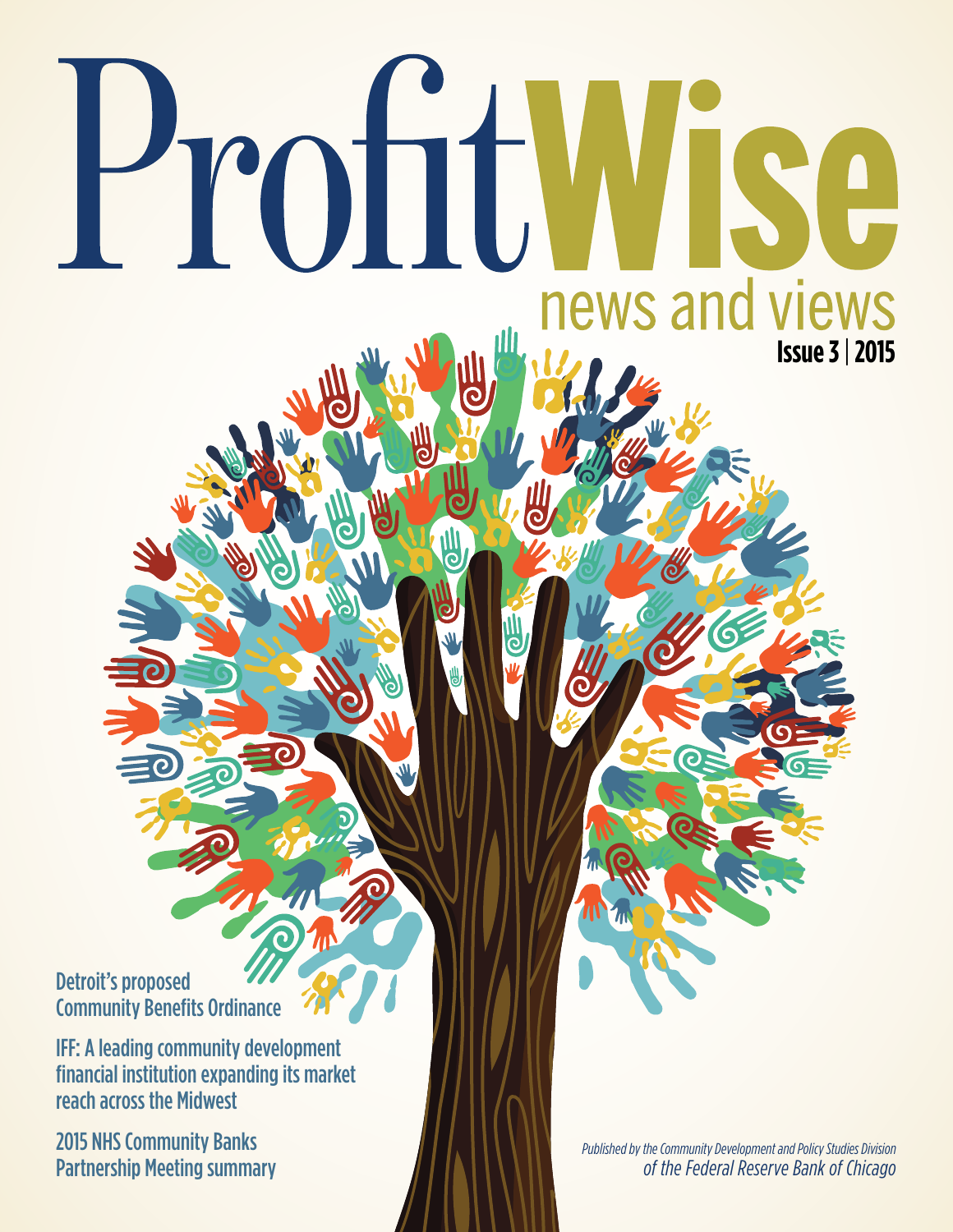# ProfitWise

news and views

**Issue 3 | 2015**

Detroit's proposed Community Benefits Ordinance

IFF: A leading community development financial institution expanding its market reach across the Midwest

2015 NHS Community Banks Partnership Meeting summary

*Published by the Community Development and Policy Studies Division of the Federal Reserve Bank of Chicago*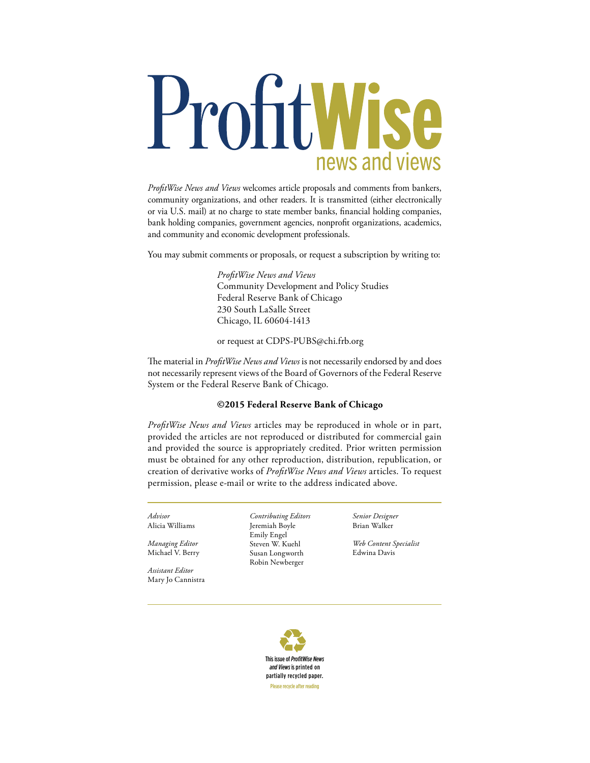# ProfitWise news and views

*ProfitWise News and Views* welcomes article proposals and comments from bankers, community organizations, and other readers. It is transmitted (either electronically or via U.S. mail) at no charge to state member banks, financial holding companies, bank holding companies, government agencies, nonprofit organizations, academics, and community and economic development professionals.

You may submit comments or proposals, or request a subscription by writing to:

*ProfitWise News and Views*
Community Development and Policy Studies
Federal Reserve Bank of Chicago
230 South LaSalle Street
Chicago, IL 60604-1413

or request at CDPS-PUBS@chi.frb.org

The material in *ProfitWise News and Views* is not necessarily endorsed by and does not necessarily represent views of the Board of Governors of the Federal Reserve System or the Federal Reserve Bank of Chicago.

**©2015 Federal Reserve Bank of Chicago**

*ProfitWise News and Views* articles may be reproduced in whole or in part, provided the articles are not reproduced or distributed for commercial gain and provided the source is appropriately credited. Prior written permission must be obtained for any other reproduction, distribution, republication, or creation of derivative works of *ProfitWise News and Views* articles. To request permission, please e-mail or write to the address indicated above.

---

*Advisor*
Alicia Williams

*Managing Editor*
Michael V. Berry

*Assistant Editor*
Mary Jo Cannistra

*Contributing Editors*
Jeremiah Boyle
Emily Engel
Steven W. Kuehl
Susan Longworth
Robin Newberger

*Senior Designer*
Brian Walker

*Web Content Specialist*
Edwina Davis

---

This issue of *ProfitWise News and Views* is printed on partially recycled paper.

Please recycle after reading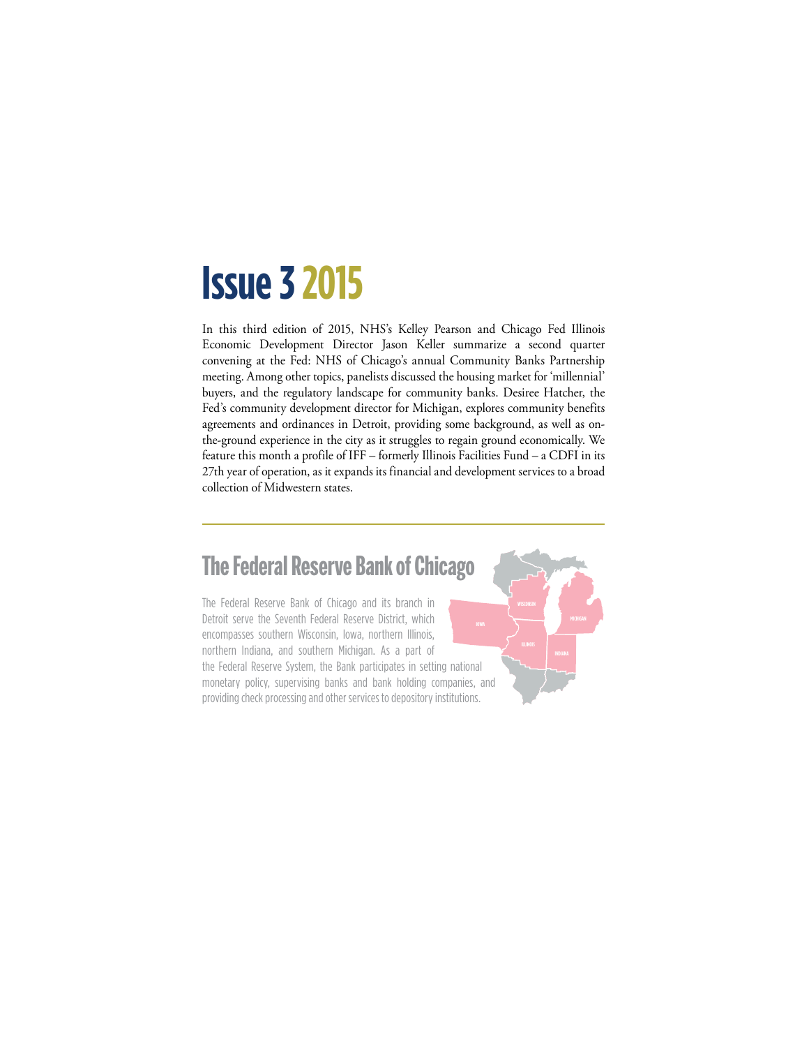# Issue 3 2015

In this third edition of 2015, NHS's Kelley Pearson and Chicago Fed Illinois Economic Development Director Jason Keller summarize a second quarter convening at the Fed: NHS of Chicago's annual Community Banks Partnership meeting. Among other topics, panelists discussed the housing market for 'millennial' buyers, and the regulatory landscape for community banks. Desiree Hatcher, the Fed's community development director for Michigan, explores community benefits agreements and ordinances in Detroit, providing some background, as well as on-the-ground experience in the city as it struggles to regain ground economically. We feature this month a profile of IFF – formerly Illinois Facilities Fund – a CDFI in its 27th year of operation, as it expands its financial and development services to a broad collection of Midwestern states.

---

## The Federal Reserve Bank of Chicago

The Federal Reserve Bank of Chicago and its branch in Detroit serve the Seventh Federal Reserve District, which encompasses southern Wisconsin, Iowa, northern Illinois, northern Indiana, and southern Michigan. As a part of the Federal Reserve System, the Bank participates in setting national monetary policy, supervising banks and bank holding companies, and providing check processing and other services to depository institutions.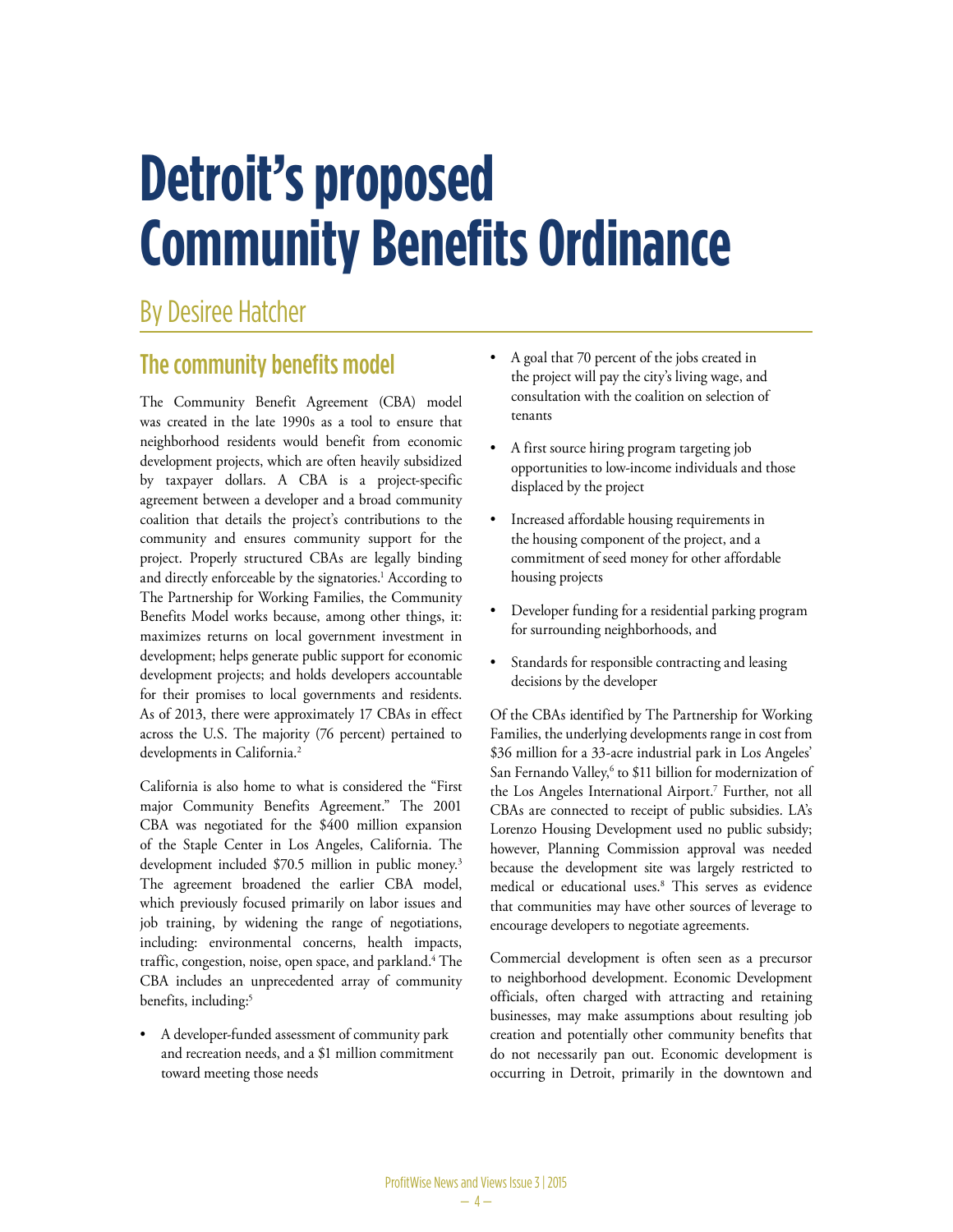# Detroit's proposed Community Benefits Ordinance

By Desiree Hatcher

## The community benefits model

The Community Benefit Agreement (CBA) model was created in the late 1990s as a tool to ensure that neighborhood residents would benefit from economic development projects, which are often heavily subsidized by taxpayer dollars. A CBA is a project-specific agreement between a developer and a broad community coalition that details the project's contributions to the community and ensures community support for the project. Properly structured CBAs are legally binding and directly enforceable by the signatories.[1] According to The Partnership for Working Families, the Community Benefits Model works because, among other things, it: maximizes returns on local government investment in development; helps generate public support for economic development projects; and holds developers accountable for their promises to local governments and residents. As of 2013, there were approximately 17 CBAs in effect across the U.S. The majority (76 percent) pertained to developments in California.[2]

California is also home to what is considered the "First major Community Benefits Agreement." The 2001 CBA was negotiated for the $400 million expansion of the Staple Center in Los Angeles, California. The development included $70.5 million in public money.[3] The agreement broadened the earlier CBA model, which previously focused primarily on labor issues and job training, by widening the range of negotiations, including: environmental concerns, health impacts, traffic, congestion, noise, open space, and parkland.[4] The CBA includes an unprecedented array of community benefits, including:[5]

- A developer-funded assessment of community park and recreation needs, and a $1 million commitment toward meeting those needs
- A goal that 70 percent of the jobs created in the project will pay the city's living wage, and consultation with the coalition on selection of tenants
- A first source hiring program targeting job opportunities to low-income individuals and those displaced by the project
- Increased affordable housing requirements in the housing component of the project, and a commitment of seed money for other affordable housing projects
- Developer funding for a residential parking program for surrounding neighborhoods, and
- Standards for responsible contracting and leasing decisions by the developer

Of the CBAs identified by The Partnership for Working Families, the underlying developments range in cost from $36 million for a 33-acre industrial park in Los Angeles' San Fernando Valley,[6] to $11 billion for modernization of the Los Angeles International Airport.[7] Further, not all CBAs are connected to receipt of public subsidies. LA's Lorenzo Housing Development used no public subsidy; however, Planning Commission approval was needed because the development site was largely restricted to medical or educational uses.[8] This serves as evidence that communities may have other sources of leverage to encourage developers to negotiate agreements.

Commercial development is often seen as a precursor to neighborhood development. Economic Development officials, often charged with attracting and retaining businesses, may make assumptions about resulting job creation and potentially other community benefits that do not necessarily pan out. Economic development is occurring in Detroit, primarily in the downtown and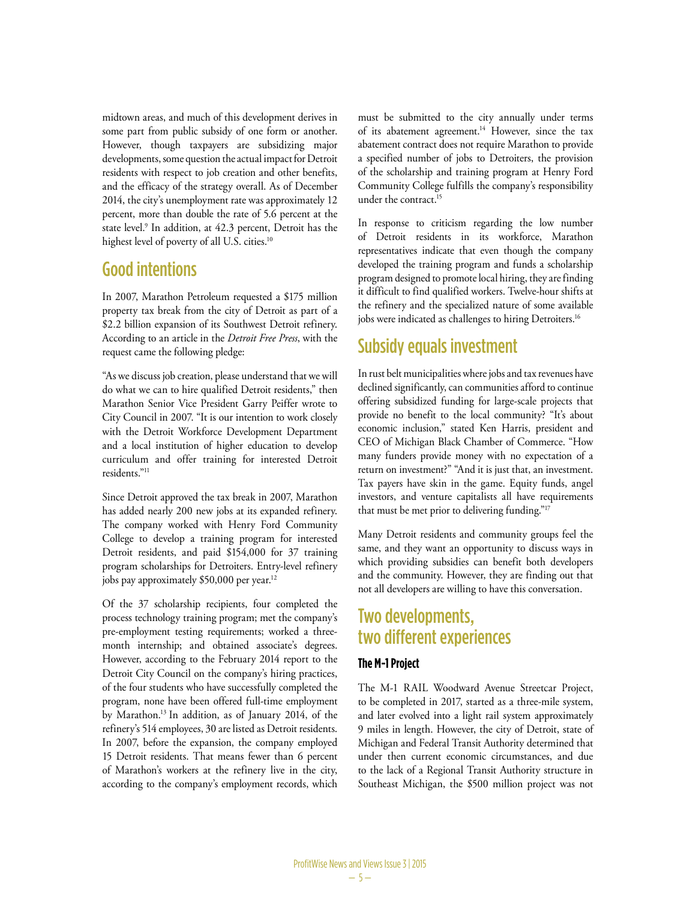midtown areas, and much of this development derives in some part from public subsidy of one form or another. However, though taxpayers are subsidizing major developments, some question the actual impact for Detroit residents with respect to job creation and other benefits, and the efficacy of the strategy overall. As of December 2014, the city's unemployment rate was approximately 12 percent, more than double the rate of 5.6 percent at the state level.[9] In addition, at 42.3 percent, Detroit has the highest level of poverty of all U.S. cities.[10]

## Good intentions

In 2007, Marathon Petroleum requested a $175 million property tax break from the city of Detroit as part of a $2.2 billion expansion of its Southwest Detroit refinery. According to an article in the *Detroit Free Press*, with the request came the following pledge:

"As we discuss job creation, please understand that we will do what we can to hire qualified Detroit residents," then Marathon Senior Vice President Garry Peiffer wrote to City Council in 2007. "It is our intention to work closely with the Detroit Workforce Development Department and a local institution of higher education to develop curriculum and offer training for interested Detroit residents."[11]

Since Detroit approved the tax break in 2007, Marathon has added nearly 200 new jobs at its expanded refinery. The company worked with Henry Ford Community College to develop a training program for interested Detroit residents, and paid $154,000 for 37 training program scholarships for Detroiters. Entry-level refinery jobs pay approximately $50,000 per year.[12]

Of the 37 scholarship recipients, four completed the process technology training program; met the company's pre-employment testing requirements; worked a three-month internship; and obtained associate's degrees. However, according to the February 2014 report to the Detroit City Council on the company's hiring practices, of the four students who have successfully completed the program, none have been offered full-time employment by Marathon.[13] In addition, as of January 2014, of the refinery's 514 employees, 30 are listed as Detroit residents. In 2007, before the expansion, the company employed 15 Detroit residents. That means fewer than 6 percent of Marathon's workers at the refinery live in the city, according to the company's employment records, which must be submitted to the city annually under terms of its abatement agreement.[14] However, since the tax abatement contract does not require Marathon to provide a specified number of jobs to Detroiters, the provision of the scholarship and training program at Henry Ford Community College fulfills the company's responsibility under the contract.[15]

In response to criticism regarding the low number of Detroit residents in its workforce, Marathon representatives indicate that even though the company developed the training program and funds a scholarship program designed to promote local hiring, they are finding it difficult to find qualified workers. Twelve-hour shifts at the refinery and the specialized nature of some available jobs were indicated as challenges to hiring Detroiters.[16]

## Subsidy equals investment

In rust belt municipalities where jobs and tax revenues have declined significantly, can communities afford to continue offering subsidized funding for large-scale projects that provide no benefit to the local community? "It's about economic inclusion," stated Ken Harris, president and CEO of Michigan Black Chamber of Commerce. "How many funders provide money with no expectation of a return on investment?" "And it is just that, an investment. Tax payers have skin in the game. Equity funds, angel investors, and venture capitalists all have requirements that must be met prior to delivering funding."[17]

Many Detroit residents and community groups feel the same, and they want an opportunity to discuss ways in which providing subsidies can benefit both developers and the community. However, they are finding out that not all developers are willing to have this conversation.

## Two developments, two different experiences

### The M-1 Project

The M-1 RAIL Woodward Avenue Streetcar Project, to be completed in 2017, started as a three-mile system, and later evolved into a light rail system approximately 9 miles in length. However, the city of Detroit, state of Michigan and Federal Transit Authority determined that under then current economic circumstances, and due to the lack of a Regional Transit Authority structure in Southeast Michigan, the $500 million project was not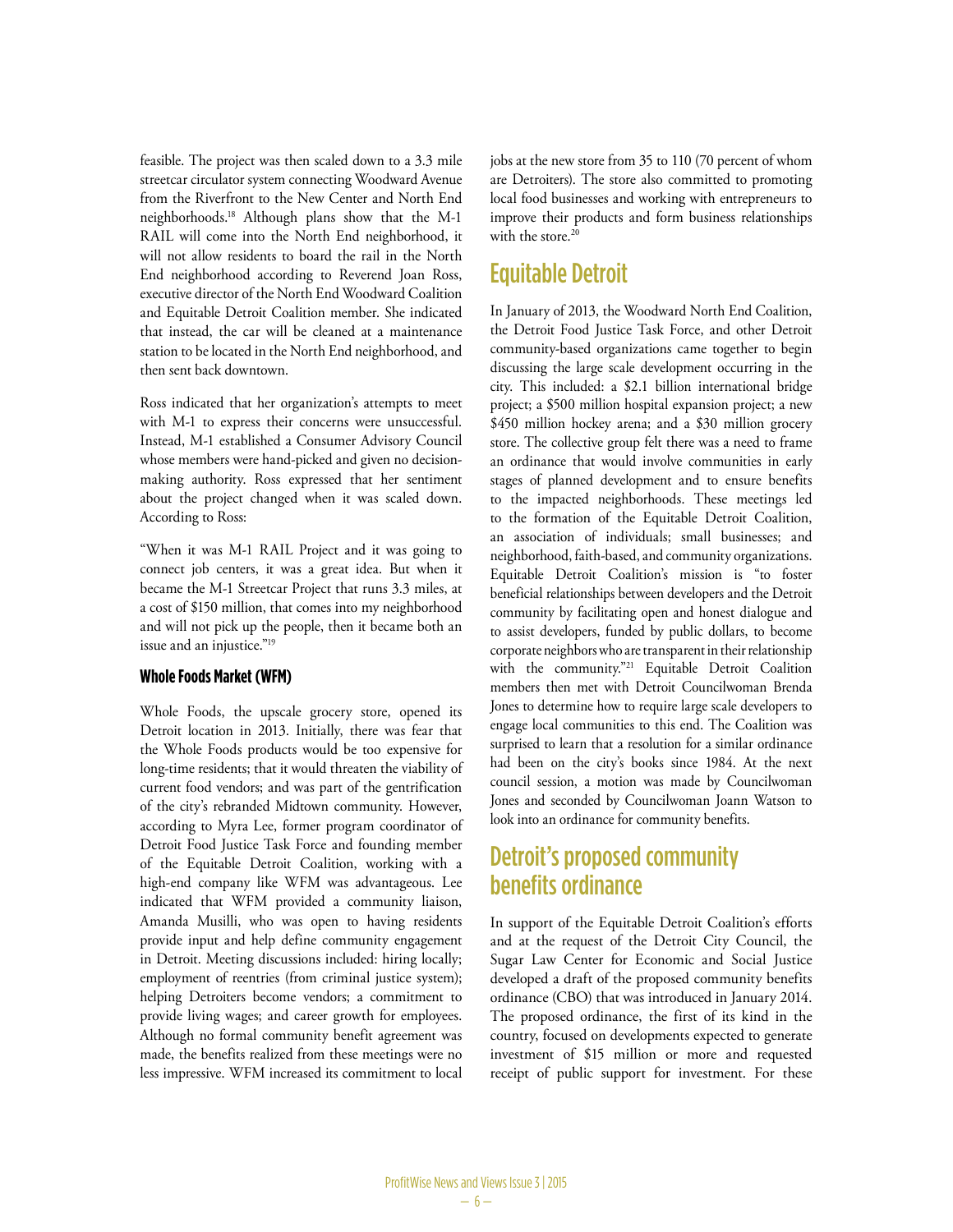feasible. The project was then scaled down to a 3.3 mile streetcar circulator system connecting Woodward Avenue from the Riverfront to the New Center and North End neighborhoods.[18] Although plans show that the M-1 RAIL will come into the North End neighborhood, it will not allow residents to board the rail in the North End neighborhood according to Reverend Joan Ross, executive director of the North End Woodward Coalition and Equitable Detroit Coalition member. She indicated that instead, the car will be cleaned at a maintenance station to be located in the North End neighborhood, and then sent back downtown.

Ross indicated that her organization's attempts to meet with M-1 to express their concerns were unsuccessful. Instead, M-1 established a Consumer Advisory Council whose members were hand-picked and given no decision-making authority. Ross expressed that her sentiment about the project changed when it was scaled down. According to Ross:

"When it was M-1 RAIL Project and it was going to connect job centers, it was a great idea. But when it became the M-1 Streetcar Project that runs 3.3 miles, at a cost of $150 million, that comes into my neighborhood and will not pick up the people, then it became both an issue and an injustice."[19]

### Whole Foods Market (WFM)

Whole Foods, the upscale grocery store, opened its Detroit location in 2013. Initially, there was fear that the Whole Foods products would be too expensive for long-time residents; that it would threaten the viability of current food vendors; and was part of the gentrification of the city's rebranded Midtown community. However, according to Myra Lee, former program coordinator of Detroit Food Justice Task Force and founding member of the Equitable Detroit Coalition, working with a high-end company like WFM was advantageous. Lee indicated that WFM provided a community liaison, Amanda Musilli, who was open to having residents provide input and help define community engagement in Detroit. Meeting discussions included: hiring locally; employment of reentries (from criminal justice system); helping Detroiters become vendors; a commitment to provide living wages; and career growth for employees. Although no formal community benefit agreement was made, the benefits realized from these meetings were no less impressive. WFM increased its commitment to local jobs at the new store from 35 to 110 (70 percent of whom are Detroiters). The store also committed to promoting local food businesses and working with entrepreneurs to improve their products and form business relationships with the store.[20]

## Equitable Detroit

In January of 2013, the Woodward North End Coalition, the Detroit Food Justice Task Force, and other Detroit community-based organizations came together to begin discussing the large scale development occurring in the city. This included: a $2.1 billion international bridge project; a $500 million hospital expansion project; a new $450 million hockey arena; and a $30 million grocery store. The collective group felt there was a need to frame an ordinance that would involve communities in early stages of planned development and to ensure benefits to the impacted neighborhoods. These meetings led to the formation of the Equitable Detroit Coalition, an association of individuals; small businesses; and neighborhood, faith-based, and community organizations. Equitable Detroit Coalition's mission is "to foster beneficial relationships between developers and the Detroit community by facilitating open and honest dialogue and to assist developers, funded by public dollars, to become corporate neighbors who are transparent in their relationship with the community."[21] Equitable Detroit Coalition members then met with Detroit Councilwoman Brenda Jones to determine how to require large scale developers to engage local communities to this end. The Coalition was surprised to learn that a resolution for a similar ordinance had been on the city's books since 1984. At the next council session, a motion was made by Councilwoman Jones and seconded by Councilwoman Joann Watson to look into an ordinance for community benefits.

## Detroit's proposed community benefits ordinance

In support of the Equitable Detroit Coalition's efforts and at the request of the Detroit City Council, the Sugar Law Center for Economic and Social Justice developed a draft of the proposed community benefits ordinance (CBO) that was introduced in January 2014. The proposed ordinance, the first of its kind in the country, focused on developments expected to generate investment of $15 million or more and requested receipt of public support for investment. For these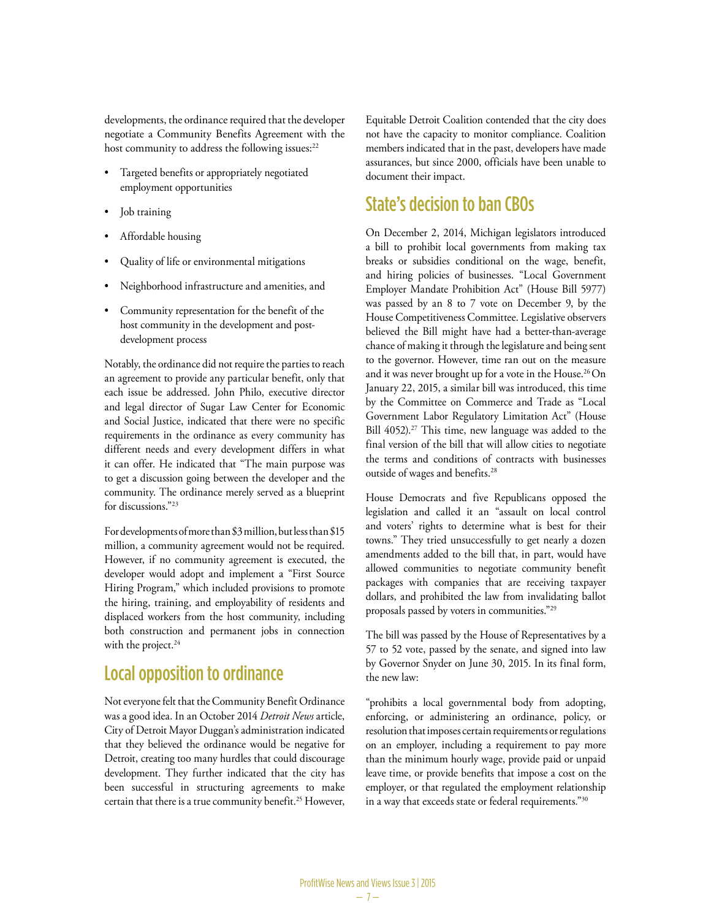developments, the ordinance required that the developer negotiate a Community Benefits Agreement with the host community to address the following issues:[22]

- Targeted benefits or appropriately negotiated employment opportunities
- Job training
- Affordable housing
- Quality of life or environmental mitigations
- Neighborhood infrastructure and amenities, and
- Community representation for the benefit of the host community in the development and post-development process

Notably, the ordinance did not require the parties to reach an agreement to provide any particular benefit, only that each issue be addressed. John Philo, executive director and legal director of Sugar Law Center for Economic and Social Justice, indicated that there were no specific requirements in the ordinance as every community has different needs and every development differs in what it can offer. He indicated that "The main purpose was to get a discussion going between the developer and the community. The ordinance merely served as a blueprint for discussions."[23]

For developments of more than $3 million, but less than $15 million, a community agreement would not be required. However, if no community agreement is executed, the developer would adopt and implement a "First Source Hiring Program," which included provisions to promote the hiring, training, and employability of residents and displaced workers from the host community, including both construction and permanent jobs in connection with the project.[24]

## Local opposition to ordinance

Not everyone felt that the Community Benefit Ordinance was a good idea. In an October 2014 *Detroit News* article, City of Detroit Mayor Duggan's administration indicated that they believed the ordinance would be negative for Detroit, creating too many hurdles that could discourage development. They further indicated that the city has been successful in structuring agreements to make certain that there is a true community benefit.[25] However, Equitable Detroit Coalition contended that the city does not have the capacity to monitor compliance. Coalition members indicated that in the past, developers have made assurances, but since 2000, officials have been unable to document their impact.

## State's decision to ban CBOs

On December 2, 2014, Michigan legislators introduced a bill to prohibit local governments from making tax breaks or subsidies conditional on the wage, benefit, and hiring policies of businesses. "Local Government Employer Mandate Prohibition Act" (House Bill 5977) was passed by an 8 to 7 vote on December 9, by the House Competitiveness Committee. Legislative observers believed the Bill might have had a better-than-average chance of making it through the legislature and being sent to the governor. However, time ran out on the measure and it was never brought up for a vote in the House.[26] On January 22, 2015, a similar bill was introduced, this time by the Committee on Commerce and Trade as "Local Government Labor Regulatory Limitation Act" (House Bill 4052).[27] This time, new language was added to the final version of the bill that will allow cities to negotiate the terms and conditions of contracts with businesses outside of wages and benefits.[28]

House Democrats and five Republicans opposed the legislation and called it an "assault on local control and voters' rights to determine what is best for their towns." They tried unsuccessfully to get nearly a dozen amendments added to the bill that, in part, would have allowed communities to negotiate community benefit packages with companies that are receiving taxpayer dollars, and prohibited the law from invalidating ballot proposals passed by voters in communities."[29]

The bill was passed by the House of Representatives by a 57 to 52 vote, passed by the senate, and signed into law by Governor Snyder on June 30, 2015. In its final form, the new law:

"prohibits a local governmental body from adopting, enforcing, or administering an ordinance, policy, or resolution that imposes certain requirements or regulations on an employer, including a requirement to pay more than the minimum hourly wage, provide paid or unpaid leave time, or provide benefits that impose a cost on the employer, or that regulated the employment relationship in a way that exceeds state or federal requirements."[30]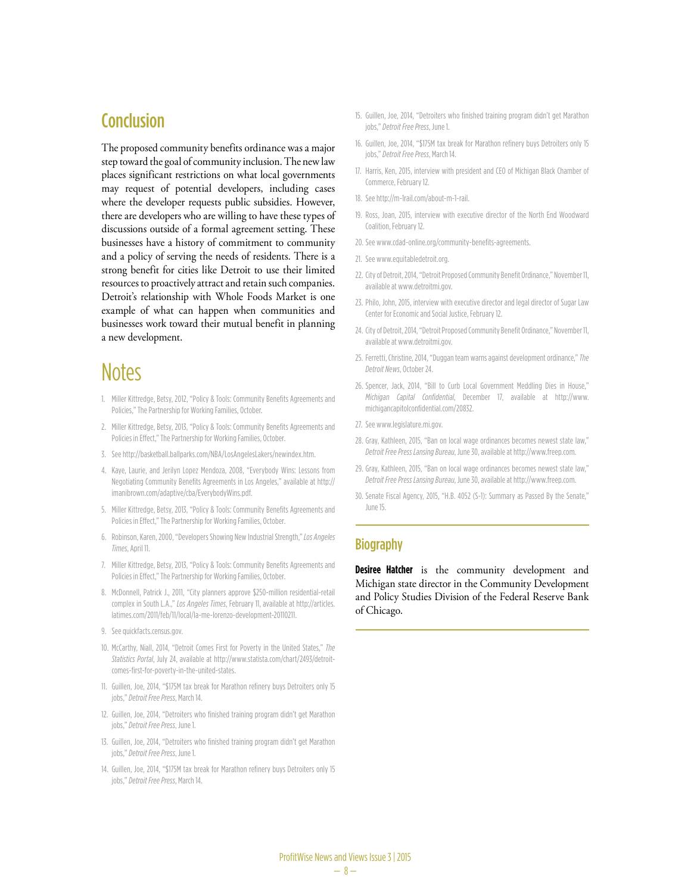## Conclusion

The proposed community benefits ordinance was a major step toward the goal of community inclusion. The new law places significant restrictions on what local governments may request of potential developers, including cases where the developer requests public subsidies. However, there are developers who are willing to have these types of discussions outside of a formal agreement setting. These businesses have a history of commitment to community and a policy of serving the needs of residents. There is a strong benefit for cities like Detroit to use their limited resources to proactively attract and retain such companies. Detroit's relationship with Whole Foods Market is one example of what can happen when communities and businesses work toward their mutual benefit in planning a new development.

## Notes

1. Miller Kittredge, Betsy, 2012, "Policy & Tools: Community Benefits Agreements and Policies," The Partnership for Working Families, October.
2. Miller Kittredge, Betsy, 2013, "Policy & Tools: Community Benefits Agreements and Policies in Effect," The Partnership for Working Families, October.
3. See http://basketball.ballparks.com/NBA/LosAngelesLakers/newindex.htm.
4. Kaye, Laurie, and Jerilyn Lopez Mendoza, 2008, "Everybody Wins: Lessons from Negotiating Community Benefits Agreements in Los Angeles," available at http://imanibrown.com/adaptive/cba/EverybodyWins.pdf.
5. Miller Kittredge, Betsy, 2013, "Policy & Tools: Community Benefits Agreements and Policies in Effect," The Partnership for Working Families, October.
6. Robinson, Karen, 2000, "Developers Showing New Industrial Strength," *Los Angeles Times*, April 11.
7. Miller Kittredge, Betsy, 2013, "Policy & Tools: Community Benefits Agreements and Policies in Effect," The Partnership for Working Families, October.
8. McDonnell, Patrick J., 2011, "City planners approve $250-million residential-retail complex in South L.A.," *Los Angeles Times*, February 11, available at http://articles.latimes.com/2011/feb/11/local/la-me-lorenzo-development-20110211.
9. See quickfacts.census.gov.
10. McCarthy, Niall, 2014, "Detroit Comes First for Poverty in the United States," *The Statistics Portal*, July 24, available at http://www.statista.com/chart/2493/detroit-comes-first-for-poverty-in-the-united-states.
11. Guillen, Joe, 2014, "$175M tax break for Marathon refinery buys Detroiters only 15 jobs," *Detroit Free Press*, March 14.
12. Guillen, Joe, 2014, "Detroiters who finished training program didn't get Marathon jobs," *Detroit Free Press*, June 1.
13. Guillen, Joe, 2014, "Detroiters who finished training program didn't get Marathon jobs," *Detroit Free Press*, June 1.
14. Guillen, Joe, 2014, "$175M tax break for Marathon refinery buys Detroiters only 15 jobs," *Detroit Free Press*, March 14.
15. Guillen, Joe, 2014, "Detroiters who finished training program didn't get Marathon jobs," *Detroit Free Press*, June 1.
16. Guillen, Joe, 2014, "$175M tax break for Marathon refinery buys Detroiters only 15 jobs," *Detroit Free Press*, March 14.
17. Harris, Ken, 2015, interview with president and CEO of Michigan Black Chamber of Commerce, February 12.
18. See http://m-1rail.com/about-m-1-rail.
19. Ross, Joan, 2015, interview with executive director of the North End Woodward Coalition, February 12.
20. See www.cdad-online.org/community-benefits-agreements.
21. See www.equitabledetroit.org.
22. City of Detroit, 2014, "Detroit Proposed Community Benefit Ordinance," November 11, available at www.detroitmi.gov.
23. Philo, John, 2015, interview with executive director and legal director of Sugar Law Center for Economic and Social Justice, February 12.
24. City of Detroit, 2014, "Detroit Proposed Community Benefit Ordinance," November 11, available at www.detroitmi.gov.
25. Ferretti, Christine, 2014, "Duggan team warns against development ordinance," *The Detroit News*, October 24.
26. Spencer, Jack, 2014, "Bill to Curb Local Government Meddling Dies in House," *Michigan Capital Confidential*, December 17, available at http://www.michigancapitolconfidential.com/20832.
27. See www.legislature.mi.gov.
28. Gray, Kathleen, 2015, "Ban on local wage ordinances becomes newest state law," *Detroit Free Press Lansing Bureau*, June 30, available at http://www.freep.com.
29. Gray, Kathleen, 2015, "Ban on local wage ordinances becomes newest state law," *Detroit Free Press Lansing Bureau*, June 30, available at http://www.freep.com.
30. Senate Fiscal Agency, 2015, "H.B. 4052 (S-1): Summary as Passed By the Senate," June 15.

## Biography

**Desiree Hatcher** is the community development and Michigan state director in the Community Development and Policy Studies Division of the Federal Reserve Bank of Chicago.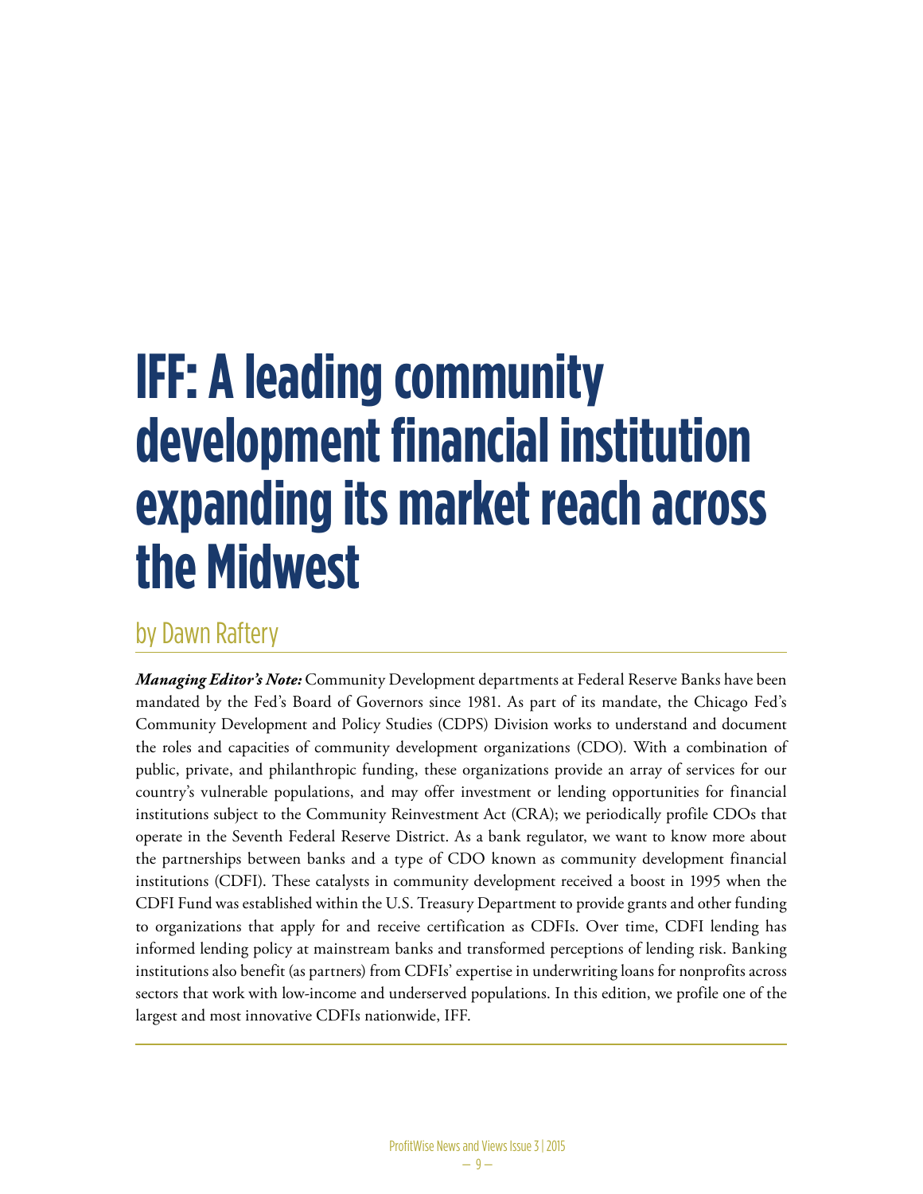# IFF: A leading community development financial institution expanding its market reach across the Midwest

## by Dawn Raftery

***Managing Editor's Note:*** Community Development departments at Federal Reserve Banks have been mandated by the Fed's Board of Governors since 1981. As part of its mandate, the Chicago Fed's Community Development and Policy Studies (CDPS) Division works to understand and document the roles and capacities of community development organizations (CDO). With a combination of public, private, and philanthropic funding, these organizations provide an array of services for our country's vulnerable populations, and may offer investment or lending opportunities for financial institutions subject to the Community Reinvestment Act (CRA); we periodically profile CDOs that operate in the Seventh Federal Reserve District. As a bank regulator, we want to know more about the partnerships between banks and a type of CDO known as community development financial institutions (CDFI). These catalysts in community development received a boost in 1995 when the CDFI Fund was established within the U.S. Treasury Department to provide grants and other funding to organizations that apply for and receive certification as CDFIs. Over time, CDFI lending has informed lending policy at mainstream banks and transformed perceptions of lending risk. Banking institutions also benefit (as partners) from CDFIs' expertise in underwriting loans for nonprofits across sectors that work with low-income and underserved populations. In this edition, we profile one of the largest and most innovative CDFIs nationwide, IFF.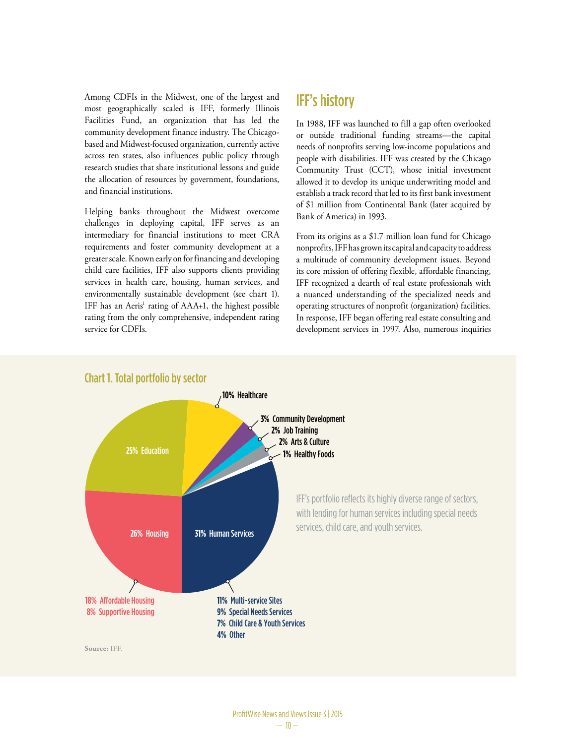Among CDFIs in the Midwest, one of the largest and most geographically scaled is IFF, formerly Illinois Facilities Fund, an organization that has led the community development finance industry. The Chicago-based and Midwest-focused organization, currently active across ten states, also influences public policy through research studies that share institutional lessons and guide the allocation of resources by government, foundations, and financial institutions.

Helping banks throughout the Midwest overcome challenges in deploying capital, IFF serves as an intermediary for financial institutions to meet CRA requirements and foster community development at a greater scale. Known early on for financing and developing child care facilities, IFF also supports clients providing services in health care, housing, human services, and environmentally sustainable development (see chart 1). IFF has an Aeris[1] rating of AAA+1, the highest possible rating from the only comprehensive, independent rating service for CDFIs.

## IFF's history

In 1988, IFF was launched to fill a gap often overlooked or outside traditional funding streams—the capital needs of nonprofits serving low-income populations and people with disabilities. IFF was created by the Chicago Community Trust (CCT), whose initial investment allowed it to develop its unique underwriting model and establish a track record that led to its first bank investment of $1 million from Continental Bank (later acquired by Bank of America) in 1993.

From its origins as a $1.7 million loan fund for Chicago nonprofits, IFF has grown its capital and capacity to address a multitude of community development issues. Beyond its core mission of offering flexible, affordable financing, IFF recognized a dearth of real estate professionals with a nuanced understanding of the specialized needs and operating structures of nonprofit (organization) facilities. In response, IFF began offering real estate consulting and development services in 1997. Also, numerous inquiries

### Chart 1. Total portfolio by sector

- 31% Human Services
  - 11% Multi-service Sites
  - 9% Special Needs Services
  - 7% Child Care & Youth Services
  - 4% Other
- 26% Housing
  - 18% Affordable Housing
  - 8% Supportive Housing
- 25% Education
- 10% Healthcare
- 3% Community Development
- 2% Job Training
- 2% Arts & Culture
- 1% Healthy Foods

IFF's portfolio reflects its highly diverse range of sectors, with lending for human services including special needs services, child care, and youth services.

**Source:** IFF.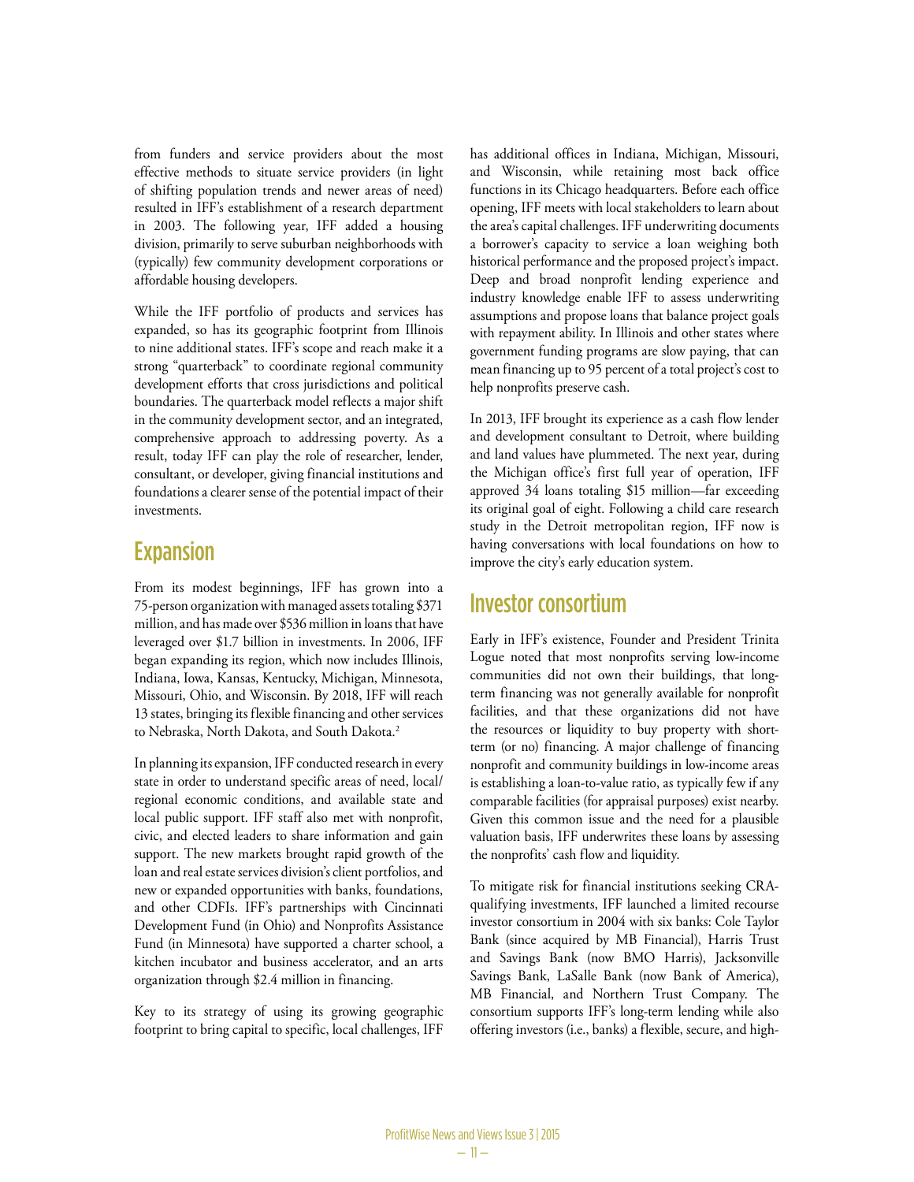from funders and service providers about the most effective methods to situate service providers (in light of shifting population trends and newer areas of need) resulted in IFF's establishment of a research department in 2003. The following year, IFF added a housing division, primarily to serve suburban neighborhoods with (typically) few community development corporations or affordable housing developers.

While the IFF portfolio of products and services has expanded, so has its geographic footprint from Illinois to nine additional states. IFF's scope and reach make it a strong "quarterback" to coordinate regional community development efforts that cross jurisdictions and political boundaries. The quarterback model reflects a major shift in the community development sector, and an integrated, comprehensive approach to addressing poverty. As a result, today IFF can play the role of researcher, lender, consultant, or developer, giving financial institutions and foundations a clearer sense of the potential impact of their investments.

## Expansion

From its modest beginnings, IFF has grown into a 75-person organization with managed assets totaling $371 million, and has made over $536 million in loans that have leveraged over $1.7 billion in investments. In 2006, IFF began expanding its region, which now includes Illinois, Indiana, Iowa, Kansas, Kentucky, Michigan, Minnesota, Missouri, Ohio, and Wisconsin. By 2018, IFF will reach 13 states, bringing its flexible financing and other services to Nebraska, North Dakota, and South Dakota.[2]

In planning its expansion, IFF conducted research in every state in order to understand specific areas of need, local/regional economic conditions, and available state and local public support. IFF staff also met with nonprofit, civic, and elected leaders to share information and gain support. The new markets brought rapid growth of the loan and real estate services division's client portfolios, and new or expanded opportunities with banks, foundations, and other CDFIs. IFF's partnerships with Cincinnati Development Fund (in Ohio) and Nonprofits Assistance Fund (in Minnesota) have supported a charter school, a kitchen incubator and business accelerator, and an arts organization through $2.4 million in financing.

Key to its strategy of using its growing geographic footprint to bring capital to specific, local challenges, IFF has additional offices in Indiana, Michigan, Missouri, and Wisconsin, while retaining most back office functions in its Chicago headquarters. Before each office opening, IFF meets with local stakeholders to learn about the area's capital challenges. IFF underwriting documents a borrower's capacity to service a loan weighing both historical performance and the proposed project's impact. Deep and broad nonprofit lending experience and industry knowledge enable IFF to assess underwriting assumptions and propose loans that balance project goals with repayment ability. In Illinois and other states where government funding programs are slow paying, that can mean financing up to 95 percent of a total project's cost to help nonprofits preserve cash.

In 2013, IFF brought its experience as a cash flow lender and development consultant to Detroit, where building and land values have plummeted. The next year, during the Michigan office's first full year of operation, IFF approved 34 loans totaling $15 million—far exceeding its original goal of eight. Following a child care research study in the Detroit metropolitan region, IFF now is having conversations with local foundations on how to improve the city's early education system.

## Investor consortium

Early in IFF's existence, Founder and President Trinita Logue noted that most nonprofits serving low-income communities did not own their buildings, that long-term financing was not generally available for nonprofit facilities, and that these organizations did not have the resources or liquidity to buy property with short-term (or no) financing. A major challenge of financing nonprofit and community buildings in low-income areas is establishing a loan-to-value ratio, as typically few if any comparable facilities (for appraisal purposes) exist nearby. Given this common issue and the need for a plausible valuation basis, IFF underwrites these loans by assessing the nonprofits' cash flow and liquidity.

To mitigate risk for financial institutions seeking CRA-qualifying investments, IFF launched a limited recourse investor consortium in 2004 with six banks: Cole Taylor Bank (since acquired by MB Financial), Harris Trust and Savings Bank (now BMO Harris), Jacksonville Savings Bank, LaSalle Bank (now Bank of America), MB Financial, and Northern Trust Company. The consortium supports IFF's long-term lending while also offering investors (i.e., banks) a flexible, secure, and high-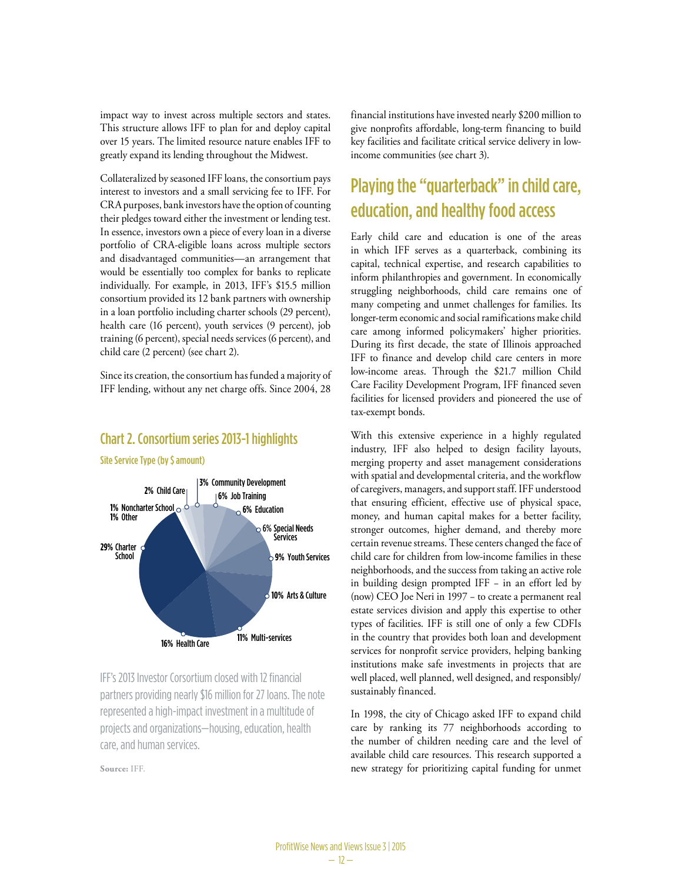impact way to invest across multiple sectors and states. This structure allows IFF to plan for and deploy capital over 15 years. The limited resource nature enables IFF to greatly expand its lending throughout the Midwest.

Collateralized by seasoned IFF loans, the consortium pays interest to investors and a small servicing fee to IFF. For CRA purposes, bank investors have the option of counting their pledges toward either the investment or lending test. In essence, investors own a piece of every loan in a diverse portfolio of CRA-eligible loans across multiple sectors and disadvantaged communities—an arrangement that would be essentially too complex for banks to replicate individually. For example, in 2013, IFF's $15.5 million consortium provided its 12 bank partners with ownership in a loan portfolio including charter schools (29 percent), health care (16 percent), youth services (9 percent), job training (6 percent), special needs services (6 percent), and child care (2 percent) (see chart 2).

Since its creation, the consortium has funded a majority of IFF lending, without any net charge offs. Since 2004, 28 financial institutions have invested nearly $200 million to give nonprofits affordable, long-term financing to build key facilities and facilitate critical service delivery in low-income communities (see chart 3).

### Chart 2. Consortium series 2013-1 highlights

**Site Service Type (by $ amount)**

| Site Service Type | Share |
| --- | --- |
| Charter School | 29% |
| Health Care | 16% |
| Multi-services | 11% |
| Arts & Culture | 10% |
| Youth Services | 9% |
| Special Needs Services | 6% |
| Education | 6% |
| Job Training | 6% |
| Community Development | 3% |
| Child Care | 2% |
| Noncharter School | 1% |
| Other | 1% |

IFF's 2013 Investor Corsortium closed with 12 financial partners providing nearly $16 million for 27 loans. The note represented a high-impact investment in a multitude of projects and organizations—housing, education, health care, and human services.

**Source:** IFF.

## Playing the "quarterback" in child care, education, and healthy food access

Early child care and education is one of the areas in which IFF serves as a quarterback, combining its capital, technical expertise, and research capabilities to inform philanthropies and government. In economically struggling neighborhoods, child care remains one of many competing and unmet challenges for families. Its longer-term economic and social ramifications make child care among informed policymakers' higher priorities. During its first decade, the state of Illinois approached IFF to finance and develop child care centers in more low-income areas. Through the $21.7 million Child Care Facility Development Program, IFF financed seven facilities for licensed providers and pioneered the use of tax-exempt bonds.

With this extensive experience in a highly regulated industry, IFF also helped to design facility layouts, merging property and asset management considerations with spatial and developmental criteria, and the workflow of caregivers, managers, and support staff. IFF understood that ensuring efficient, effective use of physical space, money, and human capital makes for a better facility, stronger outcomes, higher demand, and thereby more certain revenue streams. These centers changed the face of child care for children from low-income families in these neighborhoods, and the success from taking an active role in building design prompted IFF – in an effort led by (now) CEO Joe Neri in 1997 – to create a permanent real estate services division and apply this expertise to other types of facilities. IFF is still one of only a few CDFIs in the country that provides both loan and development services for nonprofit service providers, helping banking institutions make safe investments in projects that are well placed, well planned, well designed, and responsibly/sustainably financed.

In 1998, the city of Chicago asked IFF to expand child care by ranking its 77 neighborhoods according to the number of children needing care and the level of available child care resources. This research supported a new strategy for prioritizing capital funding for unmet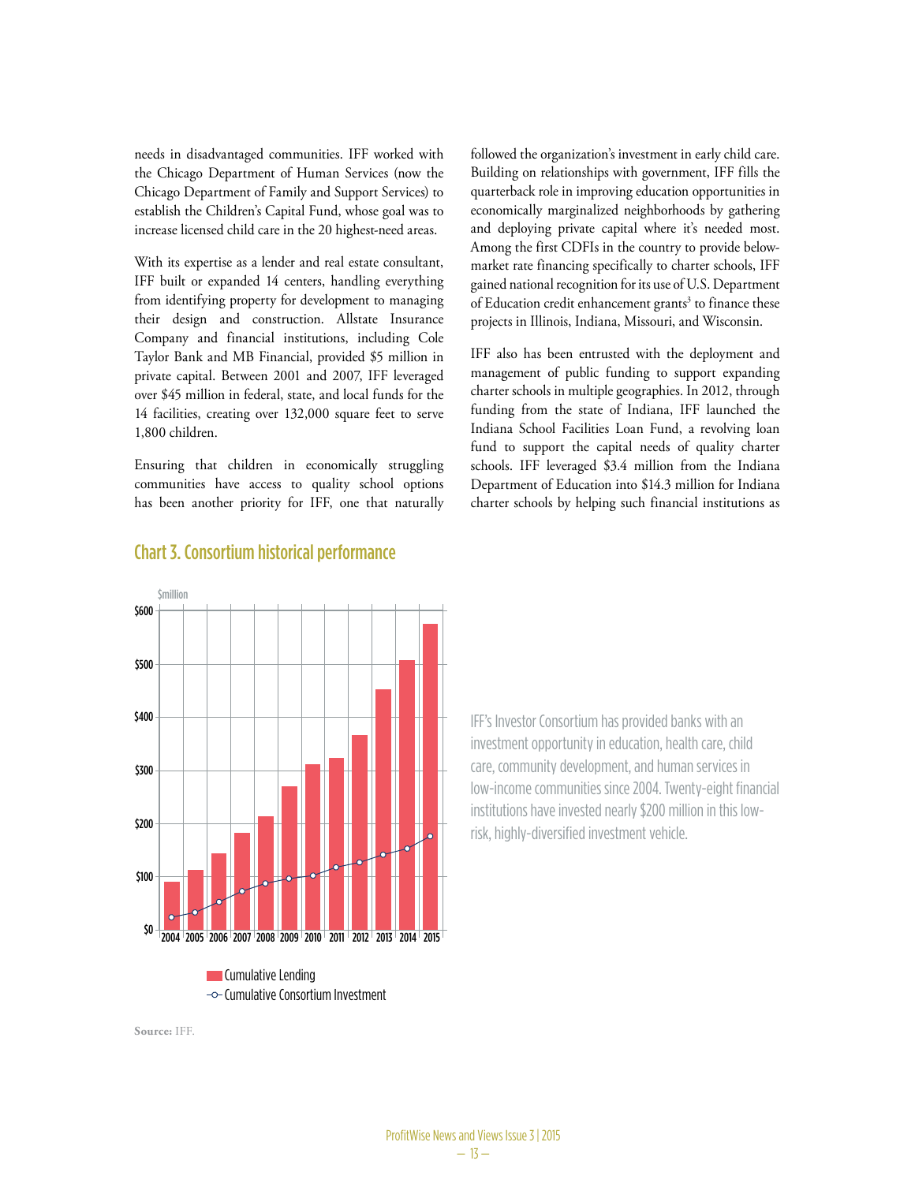needs in disadvantaged communities. IFF worked with the Chicago Department of Human Services (now the Chicago Department of Family and Support Services) to establish the Children's Capital Fund, whose goal was to increase licensed child care in the 20 highest-need areas.

With its expertise as a lender and real estate consultant, IFF built or expanded 14 centers, handling everything from identifying property for development to managing their design and construction. Allstate Insurance Company and financial institutions, including Cole Taylor Bank and MB Financial, provided $5 million in private capital. Between 2001 and 2007, IFF leveraged over $45 million in federal, state, and local funds for the 14 facilities, creating over 132,000 square feet to serve 1,800 children.

Ensuring that children in economically struggling communities have access to quality school options has been another priority for IFF, one that naturally followed the organization's investment in early child care. Building on relationships with government, IFF fills the quarterback role in improving education opportunities in economically marginalized neighborhoods by gathering and deploying private capital where it's needed most. Among the first CDFIs in the country to provide below-market rate financing specifically to charter schools, IFF gained national recognition for its use of U.S. Department of Education credit enhancement grants[3] to finance these projects in Illinois, Indiana, Missouri, and Wisconsin.

IFF also has been entrusted with the deployment and management of public funding to support expanding charter schools in multiple geographies. In 2012, through funding from the state of Indiana, IFF launched the Indiana School Facilities Loan Fund, a revolving loan fund to support the capital needs of quality charter schools. IFF leveraged $3.4 million from the Indiana Department of Education into $14.3 million for Indiana charter schools by helping such financial institutions as

## Chart 3. Consortium historical performance

$million

| Year | Cumulative Lending | Cumulative Consortium Investment |
|---|---|---|
| 2004 | | |
| 2005 | | |
| 2006 | | |
| 2007 | | |
| 2008 | | |
| 2009 | | |
| 2010 | | |
| 2011 | | |
| 2012 | | |
| 2013 | | |
| 2014 | | |
| 2015 | | |

Cumulative Lending
Cumulative Consortium Investment

**Source:** IFF.

IFF's Investor Consortium has provided banks with an investment opportunity in education, health care, child care, community development, and human services in low-income communities since 2004. Twenty-eight financial institutions have invested nearly $200 million in this low-risk, highly-diversified investment vehicle.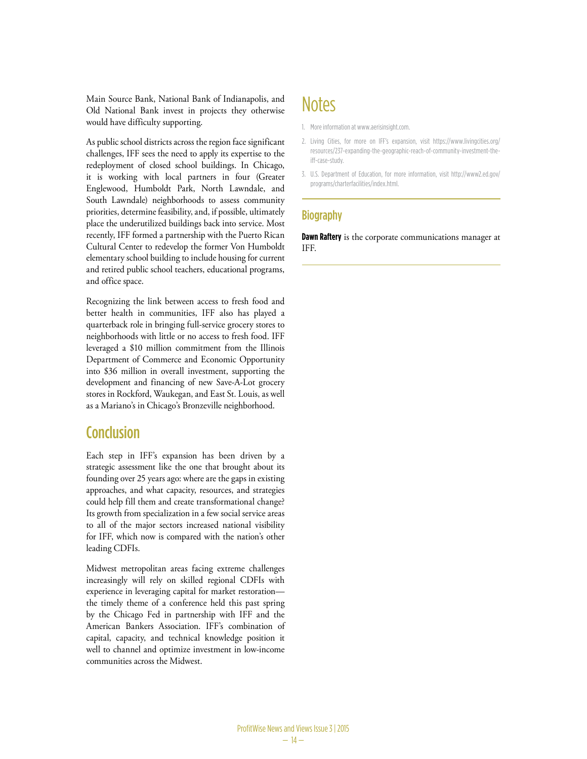Main Source Bank, National Bank of Indianapolis, and Old National Bank invest in projects they otherwise would have difficulty supporting.

As public school districts across the region face significant challenges, IFF sees the need to apply its expertise to the redeployment of closed school buildings. In Chicago, it is working with local partners in four (Greater Englewood, Humboldt Park, North Lawndale, and South Lawndale) neighborhoods to assess community priorities, determine feasibility, and, if possible, ultimately place the underutilized buildings back into service. Most recently, IFF formed a partnership with the Puerto Rican Cultural Center to redevelop the former Von Humboldt elementary school building to include housing for current and retired public school teachers, educational programs, and office space.

Recognizing the link between access to fresh food and better health in communities, IFF also has played a quarterback role in bringing full-service grocery stores to neighborhoods with little or no access to fresh food. IFF leveraged a $10 million commitment from the Illinois Department of Commerce and Economic Opportunity into $36 million in overall investment, supporting the development and financing of new Save-A-Lot grocery stores in Rockford, Waukegan, and East St. Louis, as well as a Mariano's in Chicago's Bronzeville neighborhood.

## Conclusion

Each step in IFF's expansion has been driven by a strategic assessment like the one that brought about its founding over 25 years ago: where are the gaps in existing approaches, and what capacity, resources, and strategies could help fill them and create transformational change? Its growth from specialization in a few social service areas to all of the major sectors increased national visibility for IFF, which now is compared with the nation's other leading CDFIs.

Midwest metropolitan areas facing extreme challenges increasingly will rely on skilled regional CDFIs with experience in leveraging capital for market restoration—the timely theme of a conference held this past spring by the Chicago Fed in partnership with IFF and the American Bankers Association. IFF's combination of capital, capacity, and technical knowledge position it well to channel and optimize investment in low-income communities across the Midwest.

# Notes

1. More information at www.aerisinsight.com.
2. Living Cities, for more on IFF's expansion, visit https://www.livingcities.org/resources/237-expanding-the-geographic-reach-of-community-investment-the-iff-case-study.
3. U.S. Department of Education, for more information, visit http://www2.ed.gov/programs/charterfacilities/index.html.

## Biography

**Dawn Raftery** is the corporate communications manager at IFF.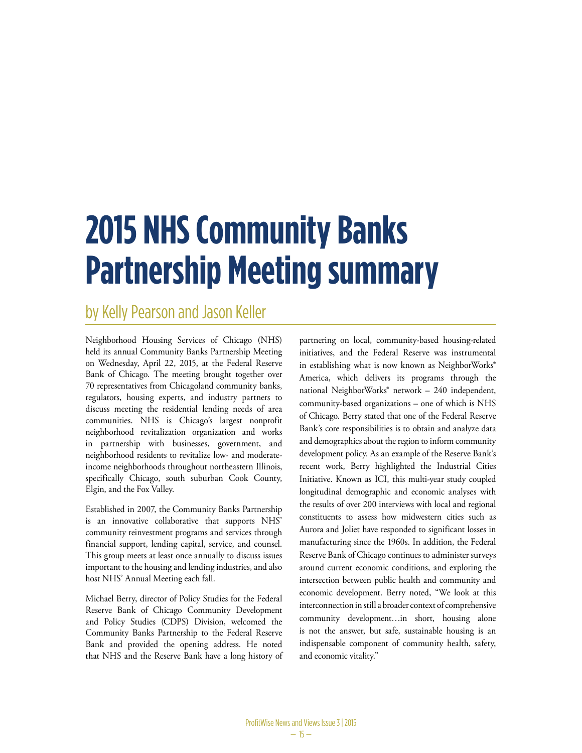# 2015 NHS Community Banks Partnership Meeting summary

## by Kelly Pearson and Jason Keller

Neighborhood Housing Services of Chicago (NHS) held its annual Community Banks Partnership Meeting on Wednesday, April 22, 2015, at the Federal Reserve Bank of Chicago. The meeting brought together over 70 representatives from Chicagoland community banks, regulators, housing experts, and industry partners to discuss meeting the residential lending needs of area communities. NHS is Chicago's largest nonprofit neighborhood revitalization organization and works in partnership with businesses, government, and neighborhood residents to revitalize low- and moderate-income neighborhoods throughout northeastern Illinois, specifically Chicago, south suburban Cook County, Elgin, and the Fox Valley.

Established in 2007, the Community Banks Partnership is an innovative collaborative that supports NHS' community reinvestment programs and services through financial support, lending capital, service, and counsel. This group meets at least once annually to discuss issues important to the housing and lending industries, and also host NHS' Annual Meeting each fall.

Michael Berry, director of Policy Studies for the Federal Reserve Bank of Chicago Community Development and Policy Studies (CDPS) Division, welcomed the Community Banks Partnership to the Federal Reserve Bank and provided the opening address. He noted that NHS and the Reserve Bank have a long history of partnering on local, community-based housing-related initiatives, and the Federal Reserve was instrumental in establishing what is now known as NeighborWorks® America, which delivers its programs through the national NeighborWorks® network – 240 independent, community-based organizations – one of which is NHS of Chicago. Berry stated that one of the Federal Reserve Bank's core responsibilities is to obtain and analyze data and demographics about the region to inform community development policy. As an example of the Reserve Bank's recent work, Berry highlighted the Industrial Cities Initiative. Known as ICI, this multi-year study coupled longitudinal demographic and economic analyses with the results of over 200 interviews with local and regional constituents to assess how midwestern cities such as Aurora and Joliet have responded to significant losses in manufacturing since the 1960s. In addition, the Federal Reserve Bank of Chicago continues to administer surveys around current economic conditions, and exploring the intersection between public health and community and economic development. Berry noted, "We look at this interconnection in still a broader context of comprehensive community development…in short, housing alone is not the answer, but safe, sustainable housing is an indispensable component of community health, safety, and economic vitality."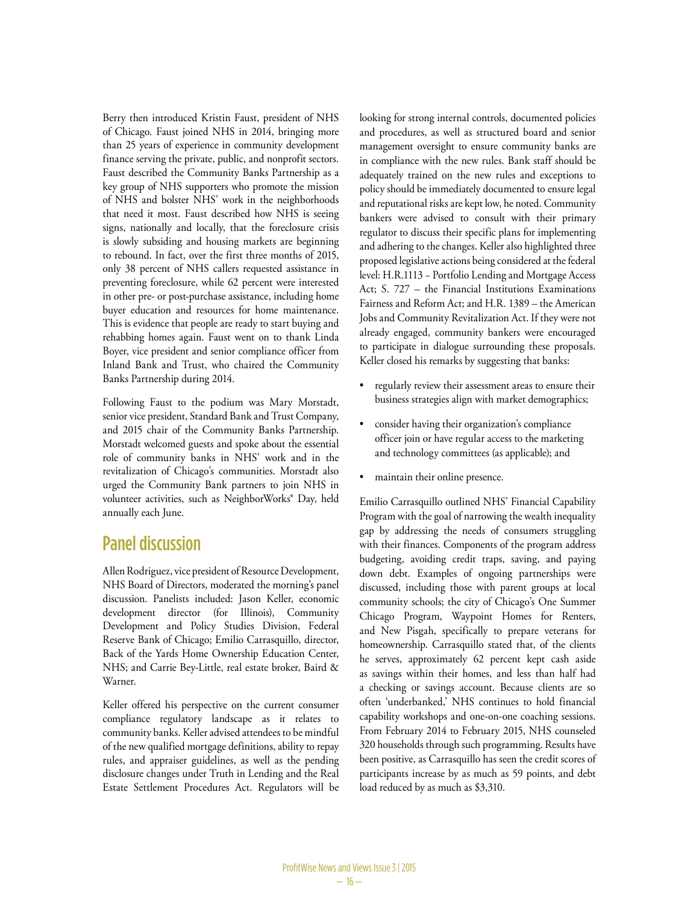Berry then introduced Kristin Faust, president of NHS of Chicago. Faust joined NHS in 2014, bringing more than 25 years of experience in community development finance serving the private, public, and nonprofit sectors. Faust described the Community Banks Partnership as a key group of NHS supporters who promote the mission of NHS and bolster NHS' work in the neighborhoods that need it most. Faust described how NHS is seeing signs, nationally and locally, that the foreclosure crisis is slowly subsiding and housing markets are beginning to rebound. In fact, over the first three months of 2015, only 38 percent of NHS callers requested assistance in preventing foreclosure, while 62 percent were interested in other pre- or post-purchase assistance, including home buyer education and resources for home maintenance. This is evidence that people are ready to start buying and rehabbing homes again. Faust went on to thank Linda Boyer, vice president and senior compliance officer from Inland Bank and Trust, who chaired the Community Banks Partnership during 2014.

Following Faust to the podium was Mary Morstadt, senior vice president, Standard Bank and Trust Company, and 2015 chair of the Community Banks Partnership. Morstadt welcomed guests and spoke about the essential role of community banks in NHS' work and in the revitalization of Chicago's communities. Morstadt also urged the Community Bank partners to join NHS in volunteer activities, such as NeighborWorks® Day, held annually each June.

## Panel discussion

Allen Rodriguez, vice president of Resource Development, NHS Board of Directors, moderated the morning's panel discussion. Panelists included: Jason Keller, economic development director (for Illinois), Community Development and Policy Studies Division, Federal Reserve Bank of Chicago; Emilio Carrasquillo, director, Back of the Yards Home Ownership Education Center, NHS; and Carrie Bey-Little, real estate broker, Baird & Warner.

Keller offered his perspective on the current consumer compliance regulatory landscape as it relates to community banks. Keller advised attendees to be mindful of the new qualified mortgage definitions, ability to repay rules, and appraiser guidelines, as well as the pending disclosure changes under Truth in Lending and the Real Estate Settlement Procedures Act. Regulators will be looking for strong internal controls, documented policies and procedures, as well as structured board and senior management oversight to ensure community banks are in compliance with the new rules. Bank staff should be adequately trained on the new rules and exceptions to policy should be immediately documented to ensure legal and reputational risks are kept low, he noted. Community bankers were advised to consult with their primary regulator to discuss their specific plans for implementing and adhering to the changes. Keller also highlighted three proposed legislative actions being considered at the federal level: H.R.1113 – Portfolio Lending and Mortgage Access Act; S. 727 – the Financial Institutions Examinations Fairness and Reform Act; and H.R. 1389 – the American Jobs and Community Revitalization Act. If they were not already engaged, community bankers were encouraged to participate in dialogue surrounding these proposals. Keller closed his remarks by suggesting that banks:

- regularly review their assessment areas to ensure their business strategies align with market demographics;
- consider having their organization's compliance officer join or have regular access to the marketing and technology committees (as applicable); and
- maintain their online presence.

Emilio Carrasquillo outlined NHS' Financial Capability Program with the goal of narrowing the wealth inequality gap by addressing the needs of consumers struggling with their finances. Components of the program address budgeting, avoiding credit traps, saving, and paying down debt. Examples of ongoing partnerships were discussed, including those with parent groups at local community schools; the city of Chicago's One Summer Chicago Program, Waypoint Homes for Renters, and New Pisgah, specifically to prepare veterans for homeownership. Carrasquillo stated that, of the clients he serves, approximately 62 percent kept cash aside as savings within their homes, and less than half had a checking or savings account. Because clients are so often 'underbanked,' NHS continues to hold financial capability workshops and one-on-one coaching sessions. From February 2014 to February 2015, NHS counseled 320 households through such programming. Results have been positive, as Carrasquillo has seen the credit scores of participants increase by as much as 59 points, and debt load reduced by as much as $3,310.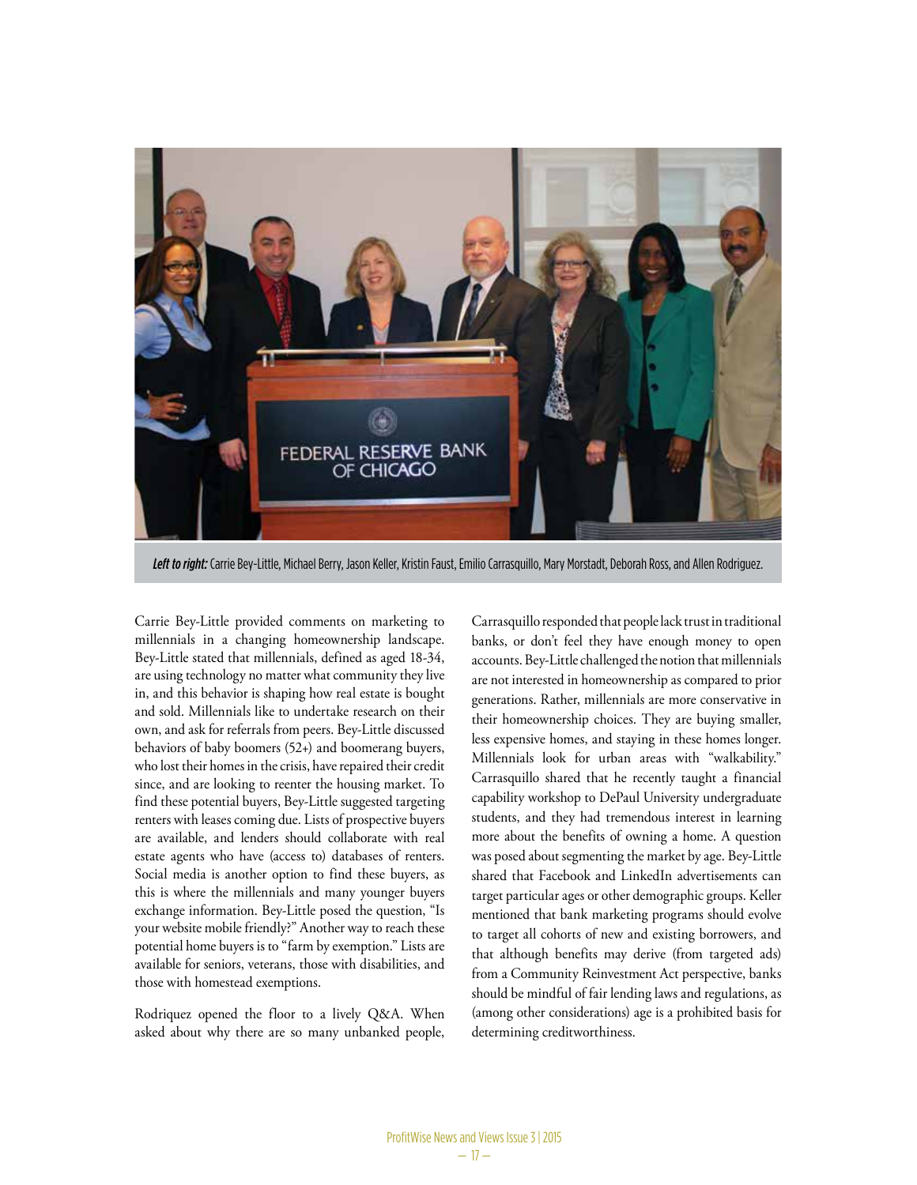*Left to right:* Carrie Bey-Little, Michael Berry, Jason Keller, Kristin Faust, Emilio Carrasquillo, Mary Morstadt, Deborah Ross, and Allen Rodriguez.

Carrie Bey-Little provided comments on marketing to millennials in a changing homeownership landscape. Bey-Little stated that millennials, defined as aged 18-34, are using technology no matter what community they live in, and this behavior is shaping how real estate is bought and sold. Millennials like to undertake research on their own, and ask for referrals from peers. Bey-Little discussed behaviors of baby boomers (52+) and boomerang buyers, who lost their homes in the crisis, have repaired their credit since, and are looking to reenter the housing market. To find these potential buyers, Bey-Little suggested targeting renters with leases coming due. Lists of prospective buyers are available, and lenders should collaborate with real estate agents who have (access to) databases of renters. Social media is another option to find these buyers, as this is where the millennials and many younger buyers exchange information. Bey-Little posed the question, "Is your website mobile friendly?" Another way to reach these potential home buyers is to "farm by exemption." Lists are available for seniors, veterans, those with disabilities, and those with homestead exemptions.

Rodriquez opened the floor to a lively Q&A. When asked about why there are so many unbanked people, Carrasquillo responded that people lack trust in traditional banks, or don't feel they have enough money to open accounts. Bey-Little challenged the notion that millennials are not interested in homeownership as compared to prior generations. Rather, millennials are more conservative in their homeownership choices. They are buying smaller, less expensive homes, and staying in these homes longer. Millennials look for urban areas with "walkability." Carrasquillo shared that he recently taught a financial capability workshop to DePaul University undergraduate students, and they had tremendous interest in learning more about the benefits of owning a home. A question was posed about segmenting the market by age. Bey-Little shared that Facebook and LinkedIn advertisements can target particular ages or other demographic groups. Keller mentioned that bank marketing programs should evolve to target all cohorts of new and existing borrowers, and that although benefits may derive (from targeted ads) from a Community Reinvestment Act perspective, banks should be mindful of fair lending laws and regulations, as (among other considerations) age is a prohibited basis for determining creditworthiness.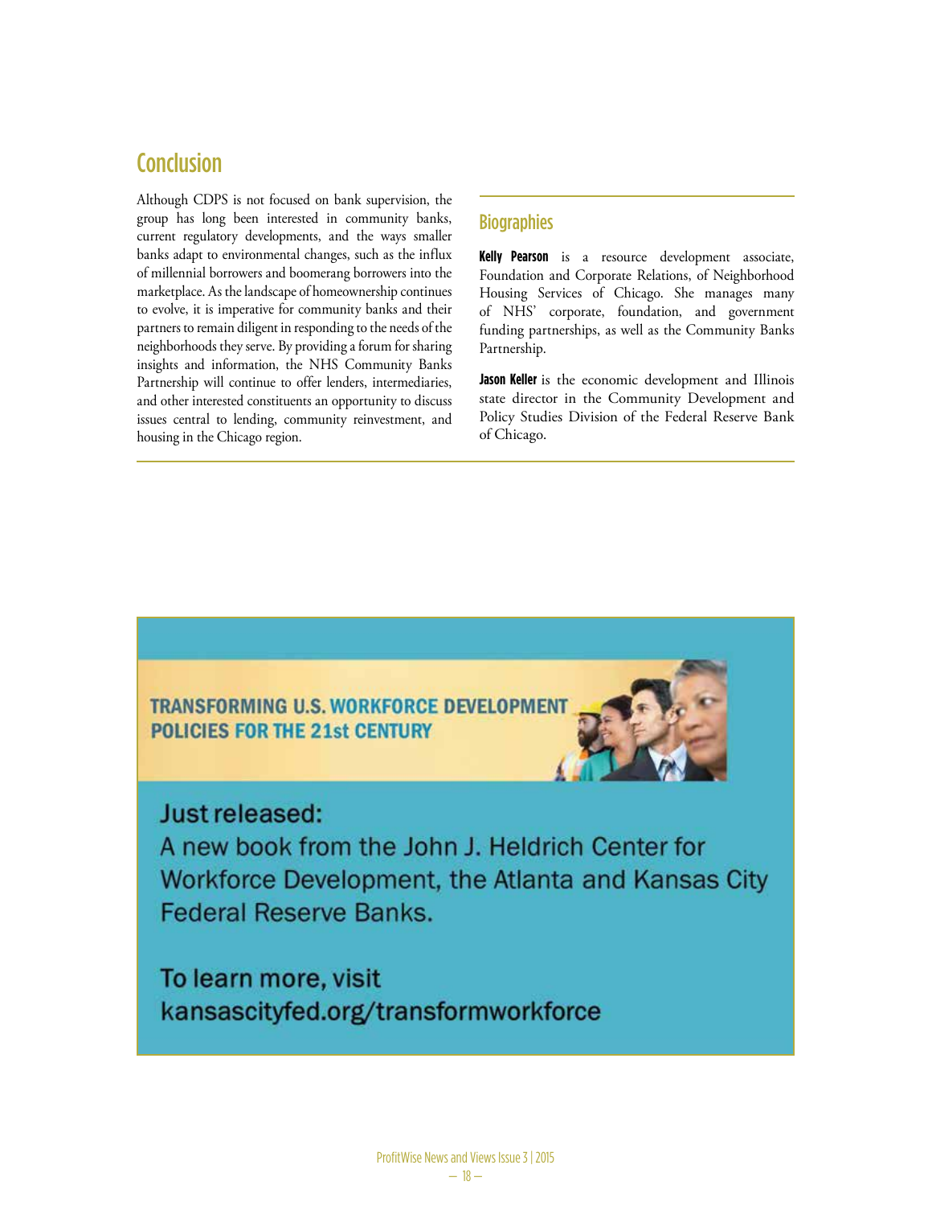## Conclusion

Although CDPS is not focused on bank supervision, the group has long been interested in community banks, current regulatory developments, and the ways smaller banks adapt to environmental changes, such as the influx of millennial borrowers and boomerang borrowers into the marketplace. As the landscape of homeownership continues to evolve, it is imperative for community banks and their partners to remain diligent in responding to the needs of the neighborhoods they serve. By providing a forum for sharing insights and information, the NHS Community Banks Partnership will continue to offer lenders, intermediaries, and other interested constituents an opportunity to discuss issues central to lending, community reinvestment, and housing in the Chicago region.

### Biographies

**Kelly Pearson** is a resource development associate, Foundation and Corporate Relations, of Neighborhood Housing Services of Chicago. She manages many of NHS' corporate, foundation, and government funding partnerships, as well as the Community Banks Partnership.

**Jason Keller** is the economic development and Illinois state director in the Community Development and Policy Studies Division of the Federal Reserve Bank of Chicago.

---

**TRANSFORMING U.S. WORKFORCE DEVELOPMENT POLICIES FOR THE 21st CENTURY**

Just released:
A new book from the John J. Heldrich Center for Workforce Development, the Atlanta and Kansas City Federal Reserve Banks.

To learn more, visit
kansascityfed.org/transformworkforce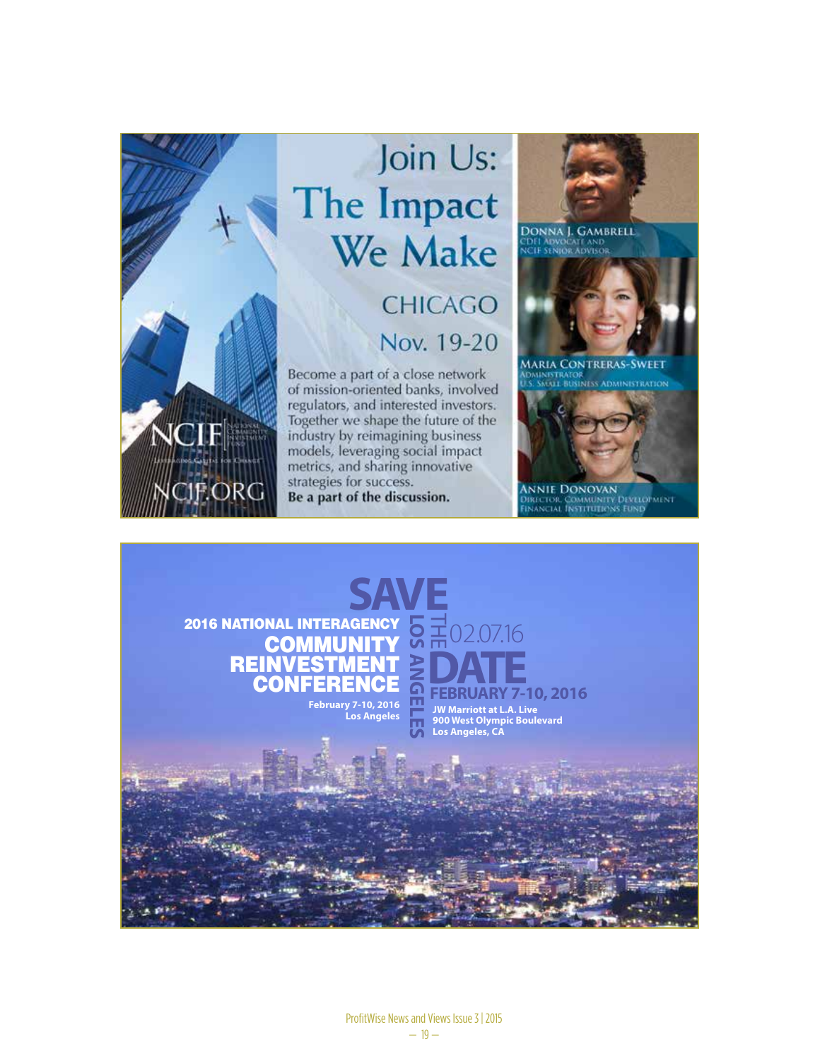# Join Us: The Impact We Make

## CHICAGO

## Nov. 19-20

Become a part of a close network of mission-oriented banks, involved regulators, and interested investors. Together we shape the future of the industry by reimagining business models, leveraging social impact metrics, and sharing innovative strategies for success.

**Be a part of the discussion.**

NCIF National Community Investment Fund — Leveraging Capital for Change

NCIF.ORG

DONNA J. GAMBRELL
CDFI Advocate and NCIF Senior Advisor

MARIA CONTRERAS-SWEET
Administrator
U.S. Small Business Administration

ANNIE DONOVAN
Director, Community Development Financial Institutions Fund

# SAVE THE DATE

**2016 NATIONAL INTERAGENCY**

## COMMUNITY REINVESTMENT CONFERENCE

**February 7-10, 2016**
**Los Angeles**

LOS ANGELES

02.07.16

**FEBRUARY 7-10, 2016**

**JW Marriott at L.A. Live**
**900 West Olympic Boulevard**
**Los Angeles, CA**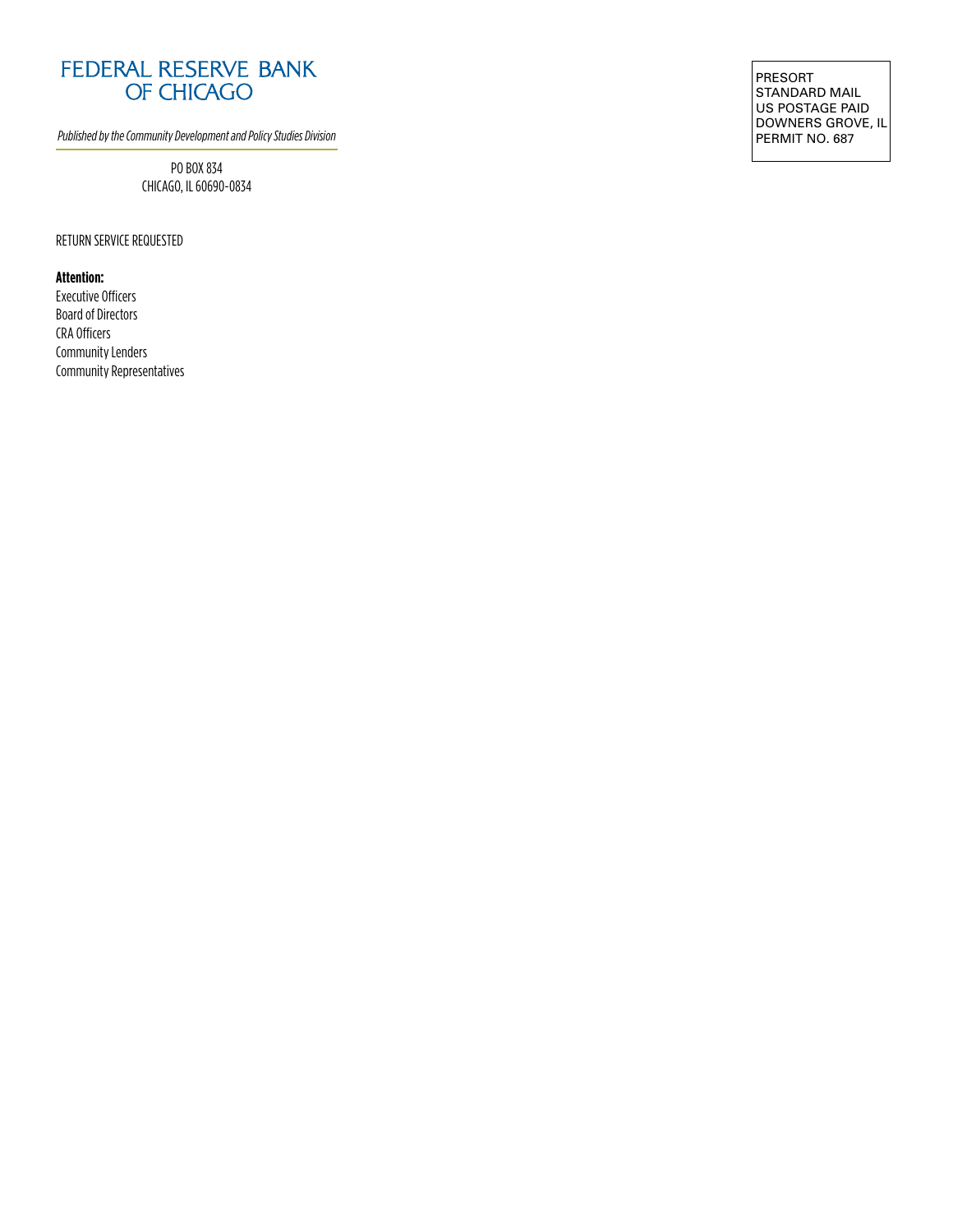FEDERAL RESERVE BANK
OF CHICAGO

*Published by the Community Development and Policy Studies Division*

PO BOX 834
CHICAGO, IL 60690-0834

PRESORT
STANDARD MAIL
US POSTAGE PAID
DOWNERS GROVE, IL
PERMIT NO. 687

RETURN SERVICE REQUESTED

**Attention:**
Executive Officers
Board of Directors
CRA Officers
Community Lenders
Community Representatives